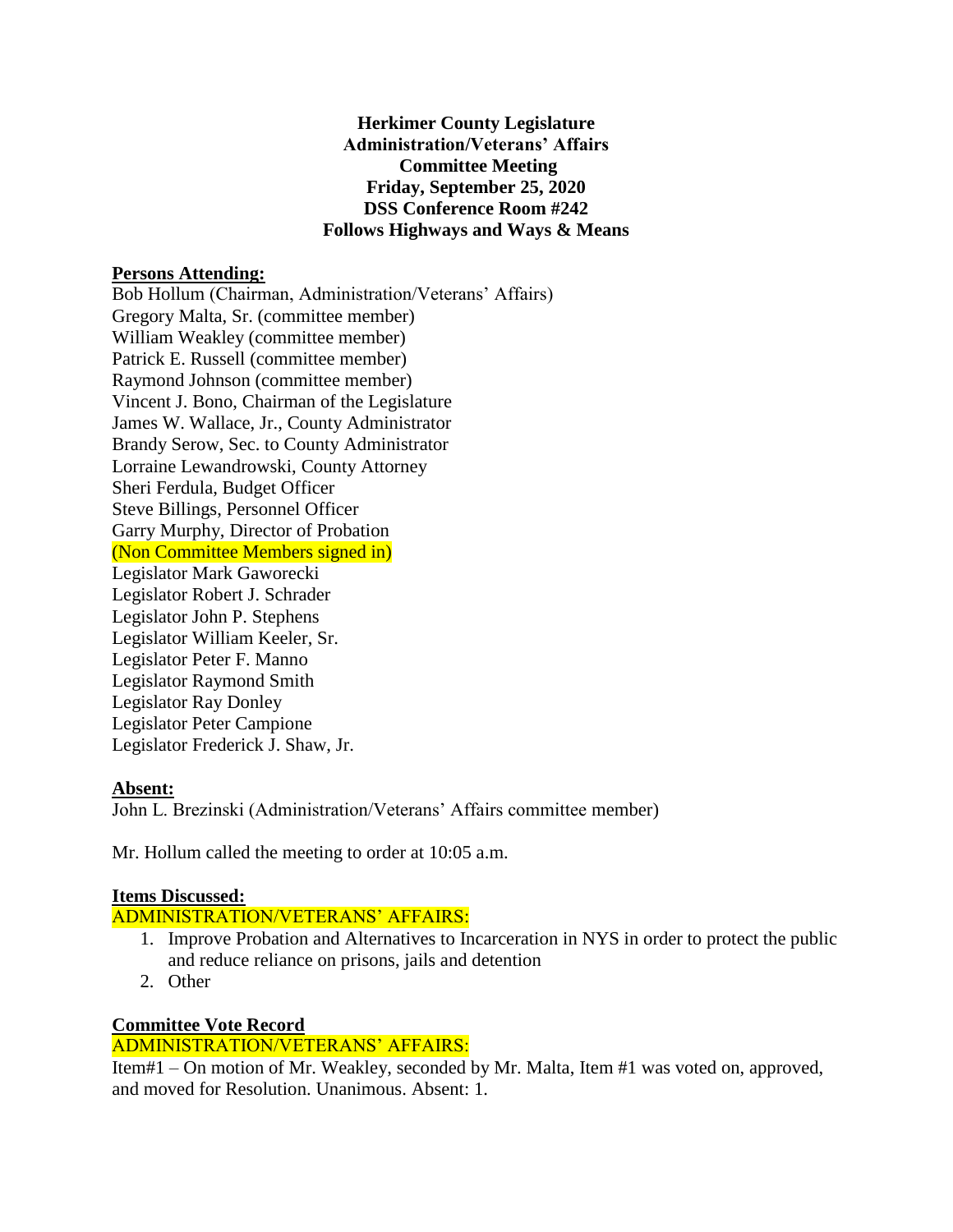**Herkimer County Legislature**
**Administration/Veterans' Affairs**
**Committee Meeting**
**Friday, September 25, 2020**
**DSS Conference Room #242**
**Follows Highways and Ways & Means**

**Persons Attending:**

Bob Hollum (Chairman, Administration/Veterans' Affairs)
Gregory Malta, Sr. (committee member)
William Weakley (committee member)
Patrick E. Russell (committee member)
Raymond Johnson (committee member)
Vincent J. Bono, Chairman of the Legislature
James W. Wallace, Jr., County Administrator
Brandy Serow, Sec. to County Administrator
Lorraine Lewandrowski, County Attorney
Sheri Ferdula, Budget Officer
Steve Billings, Personnel Officer
Garry Murphy, Director of Probation
(Non Committee Members signed in)
Legislator Mark Gaworecki
Legislator Robert J. Schrader
Legislator John P. Stephens
Legislator William Keeler, Sr.
Legislator Peter F. Manno
Legislator Raymond Smith
Legislator Ray Donley
Legislator Peter Campione
Legislator Frederick J. Shaw, Jr.

**Absent:**

John L. Brezinski (Administration/Veterans' Affairs committee member)

Mr. Hollum called the meeting to order at 10:05 a.m.

**Items Discussed:**

ADMINISTRATION/VETERANS' AFFAIRS:

1. Improve Probation and Alternatives to Incarceration in NYS in order to protect the public and reduce reliance on prisons, jails and detention
2. Other

**Committee Vote Record**

ADMINISTRATION/VETERANS' AFFAIRS:

Item#1 – On motion of Mr. Weakley, seconded by Mr. Malta, Item #1 was voted on, approved, and moved for Resolution. Unanimous. Absent: 1.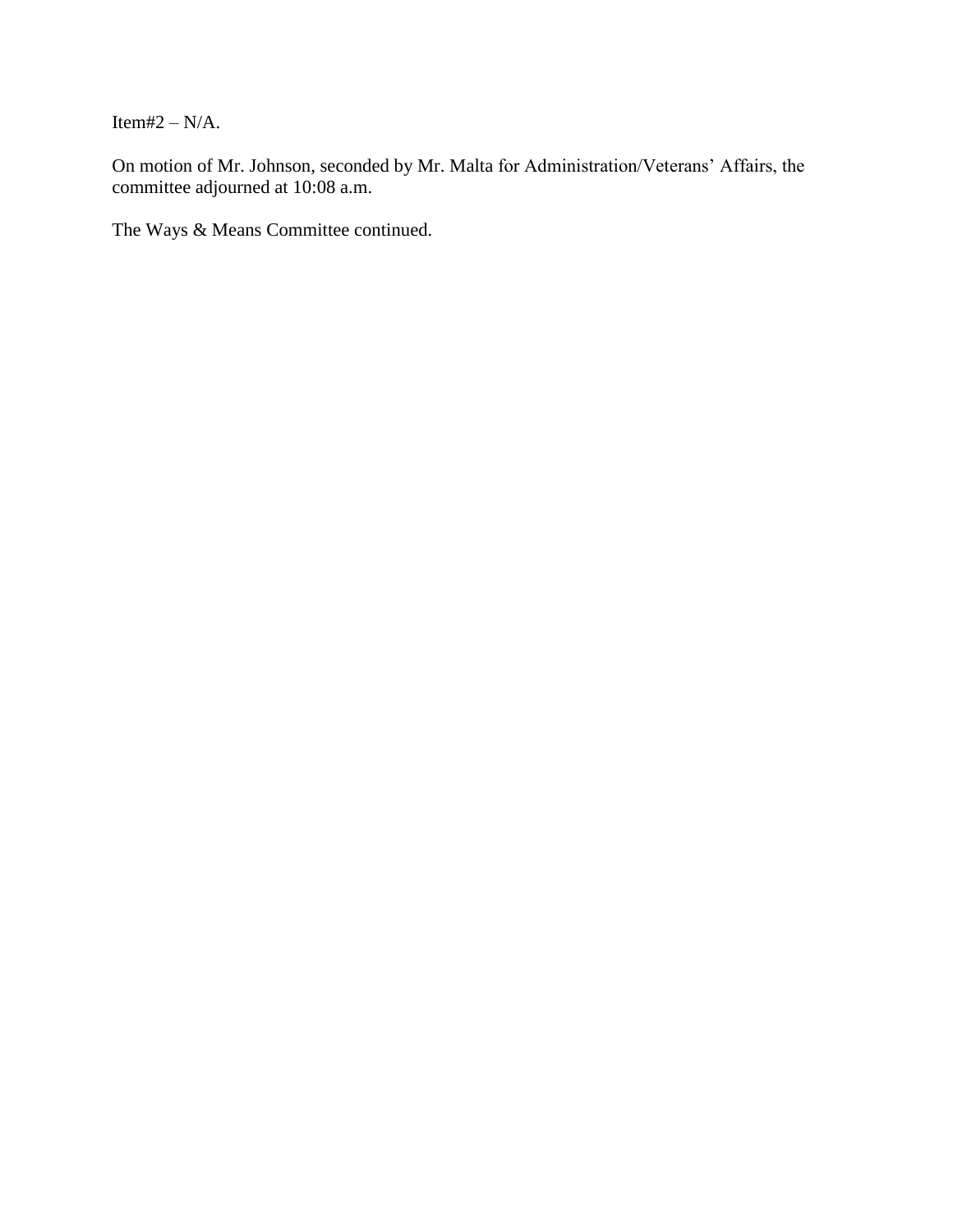Item#2 – N/A.

On motion of Mr. Johnson, seconded by Mr. Malta for Administration/Veterans' Affairs, the committee adjourned at 10:08 a.m.

The Ways & Means Committee continued.